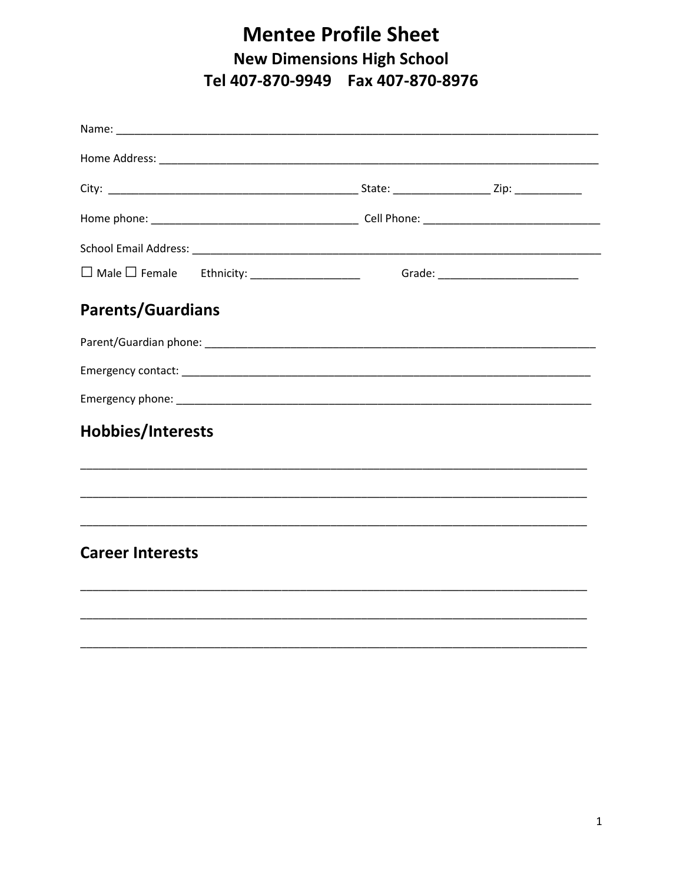# Mentee Profile Sheet

## New Dimensions High School

## Tel 407-870-9949    Fax 407-870-8976

Name: ___________________________________________________________________________

Home Address: _____________________________________________________________________

City: ________________________________________ State: _______________ Zip: ___________

Home phone: _________________________________ Cell Phone: ____________________________

School Email Address: ________________________________________________________________

☐ Male ☐ Female    Ethnicity: __________________    Grade: _______________________

## Parents/Guardians

Parent/Guardian phone: ______________________________________________________________

Emergency contact: _________________________________________________________________

Emergency phone: __________________________________________________________________

## Hobbies/Interests

_____________________________________________________________________________

_____________________________________________________________________________

_____________________________________________________________________________

## Career Interests

_____________________________________________________________________________

_____________________________________________________________________________

_____________________________________________________________________________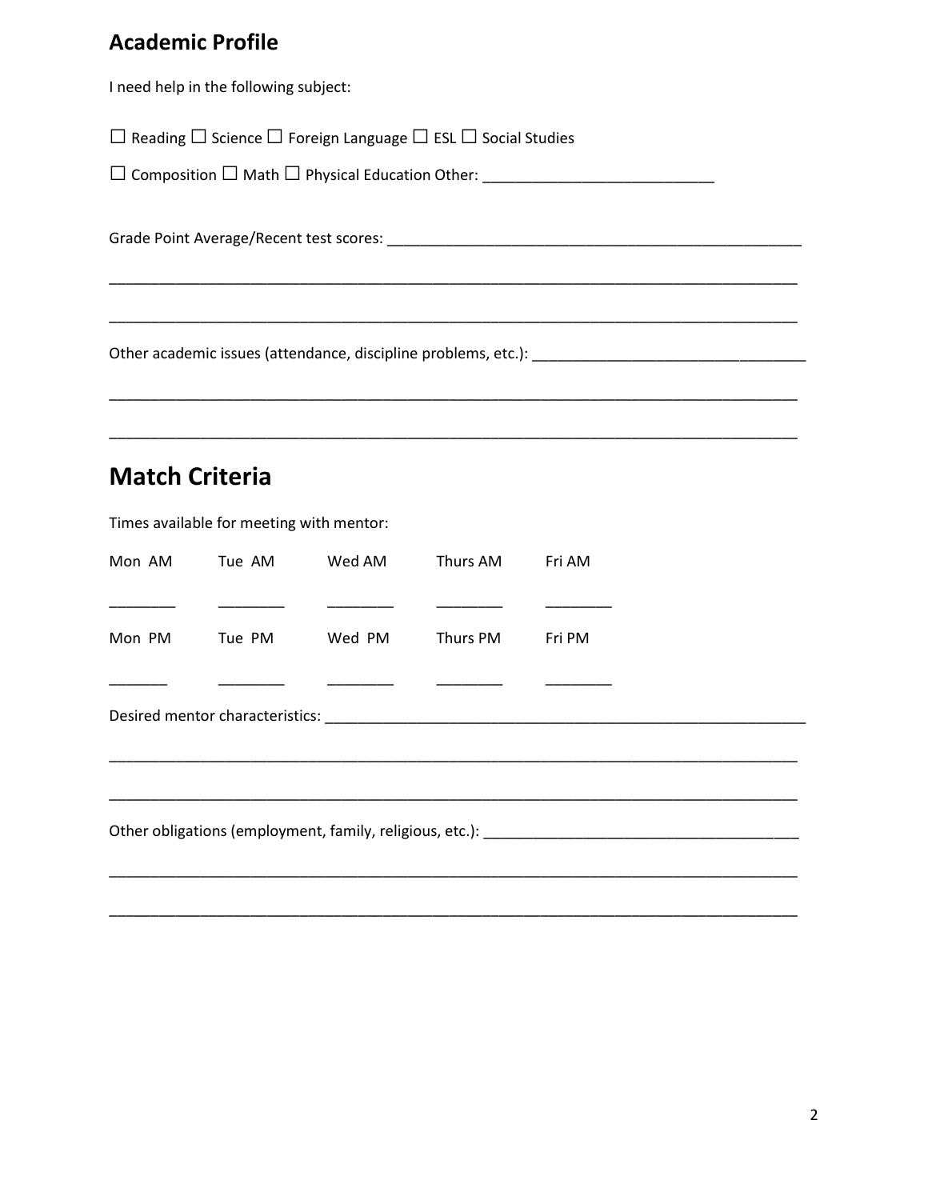## Academic Profile

I need help in the following subject:

☐ Reading ☐ Science ☐ Foreign Language ☐ ESL ☐ Social Studies

☐ Composition ☐ Math ☐ Physical Education Other: ___________________________

Grade Point Average/Recent test scores: ____________________________________________________

______________________________________________________________________________________

______________________________________________________________________________________

Other academic issues (attendance, discipline problems, etc.): _________________________________

______________________________________________________________________________________

______________________________________________________________________________________

## Match Criteria

Times available for meeting with mentor:

| Mon AM | Tue AM | Wed AM | Thurs AM | Fri AM |
|---|---|---|---|---|
| ________ | ________ | ________ | ________ | ________ |
| **Mon PM** | **Tue PM** | **Wed PM** | **Thurs PM** | **Fri PM** |
| _______ | ________ | ________ | ________ | ________ |

Desired mentor characteristics: ___________________________________________________________

______________________________________________________________________________________

______________________________________________________________________________________

Other obligations (employment, family, religious, etc.): _____________________________________

______________________________________________________________________________________

______________________________________________________________________________________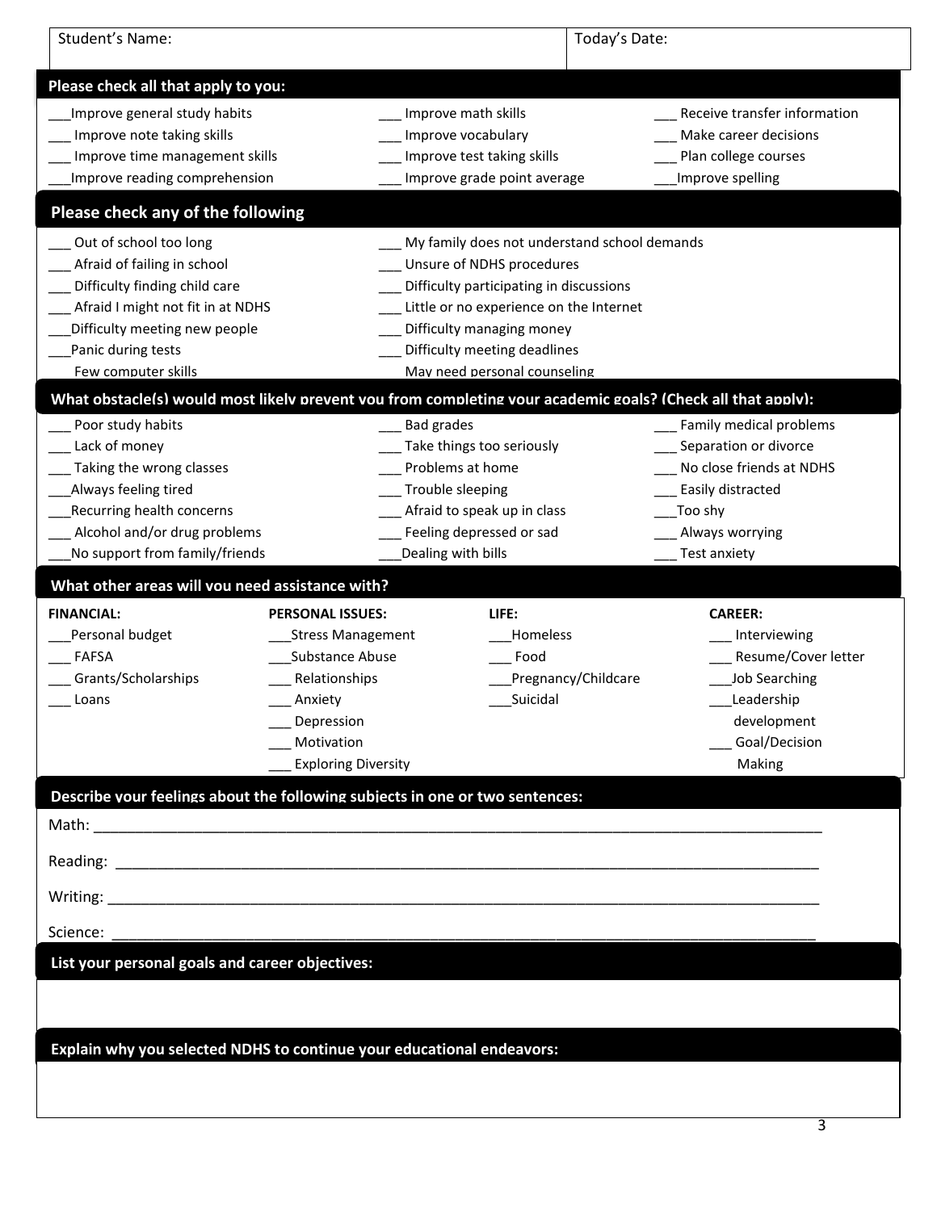| Student's Name: | Today's Date: |
|---|---|

## Please check all that apply to you:

___Improve general study habits
___ Improve note taking skills
___ Improve time management skills
___Improve reading comprehension
___ Improve math skills
___ Improve vocabulary
___ Improve test taking skills
___ Improve grade point average
___ Receive transfer information
___ Make career decisions
___ Plan college courses
___Improve spelling

## Please check any of the following

___ Out of school too long
___ Afraid of failing in school
___ Difficulty finding child care
___ Afraid I might not fit in at NDHS
___Difficulty meeting new people
___Panic during tests
___ Few computer skills
___ My family does not understand school demands
___ Unsure of NDHS procedures
___ Difficulty participating in discussions
___ Little or no experience on the Internet
___ Difficulty managing money
___ Difficulty meeting deadlines
___ May need personal counseling

## What obstacle(s) would most likely prevent you from completing your academic goals? (Check all that apply):

___ Poor study habits
___ Lack of money
___ Taking the wrong classes
___Always feeling tired
___Recurring health concerns
___ Alcohol and/or drug problems
___No support from family/friends
___ Bad grades
___ Take things too seriously
___ Problems at home
___ Trouble sleeping
___ Afraid to speak up in class
___ Feeling depressed or sad
___Dealing with bills
___ Family medical problems
___ Separation or divorce
___ No close friends at NDHS
___ Easily distracted
___Too shy
___ Always worrying
___ Test anxiety

## What other areas will you need assistance with?

**FINANCIAL:**
___Personal budget
___ FAFSA
___ Grants/Scholarships
___ Loans

**PERSONAL ISSUES:**
___Stress Management
___Substance Abuse
___ Relationships
___ Anxiety
___ Depression
___ Motivation
___ Exploring Diversity

**LIFE:**
___Homeless
___ Food
___Pregnancy/Childcare
___Suicidal

**CAREER:**
___ Interviewing
___ Resume/Cover letter
___Job Searching
___Leadership development
___ Goal/Decision Making

## Describe your feelings about the following subjects in one or two sentences:

Math: ______________________________________________________________________________

Reading: ____________________________________________________________________________

Writing: _____________________________________________________________________________

Science: ____________________________________________________________________________

## List your personal goals and career objectives:

## Explain why you selected NDHS to continue your educational endeavors: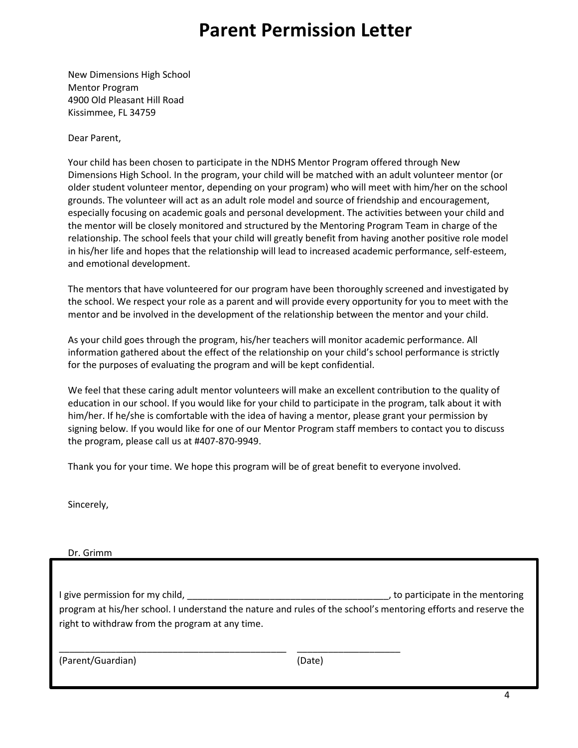# Parent Permission Letter

New Dimensions High School
Mentor Program
4900 Old Pleasant Hill Road
Kissimmee, FL 34759

Dear Parent,

Your child has been chosen to participate in the NDHS Mentor Program offered through New Dimensions High School. In the program, your child will be matched with an adult volunteer mentor (or older student volunteer mentor, depending on your program) who will meet with him/her on the school grounds. The volunteer will act as an adult role model and source of friendship and encouragement, especially focusing on academic goals and personal development. The activities between your child and the mentor will be closely monitored and structured by the Mentoring Program Team in charge of the relationship. The school feels that your child will greatly benefit from having another positive role model in his/her life and hopes that the relationship will lead to increased academic performance, self-esteem, and emotional development.

The mentors that have volunteered for our program have been thoroughly screened and investigated by the school. We respect your role as a parent and will provide every opportunity for you to meet with the mentor and be involved in the development of the relationship between the mentor and your child.

As your child goes through the program, his/her teachers will monitor academic performance. All information gathered about the effect of the relationship on your child's school performance is strictly for the purposes of evaluating the program and will be kept confidential.

We feel that these caring adult mentor volunteers will make an excellent contribution to the quality of education in our school. If you would like for your child to participate in the program, talk about it with him/her. If he/she is comfortable with the idea of having a mentor, please grant your permission by signing below. If you would like for one of our Mentor Program staff members to contact you to discuss the program, please call us at #407-870-9949.

Thank you for your time. We hope this program will be of great benefit to everyone involved.

Sincerely,

Dr. Grimm

---

I give permission for my child, _______________________________________, to participate in the mentoring program at his/her school. I understand the nature and rules of the school's mentoring efforts and reserve the right to withdraw from the program at any time.

_____________________________________________ ____________________
(Parent/Guardian) (Date)